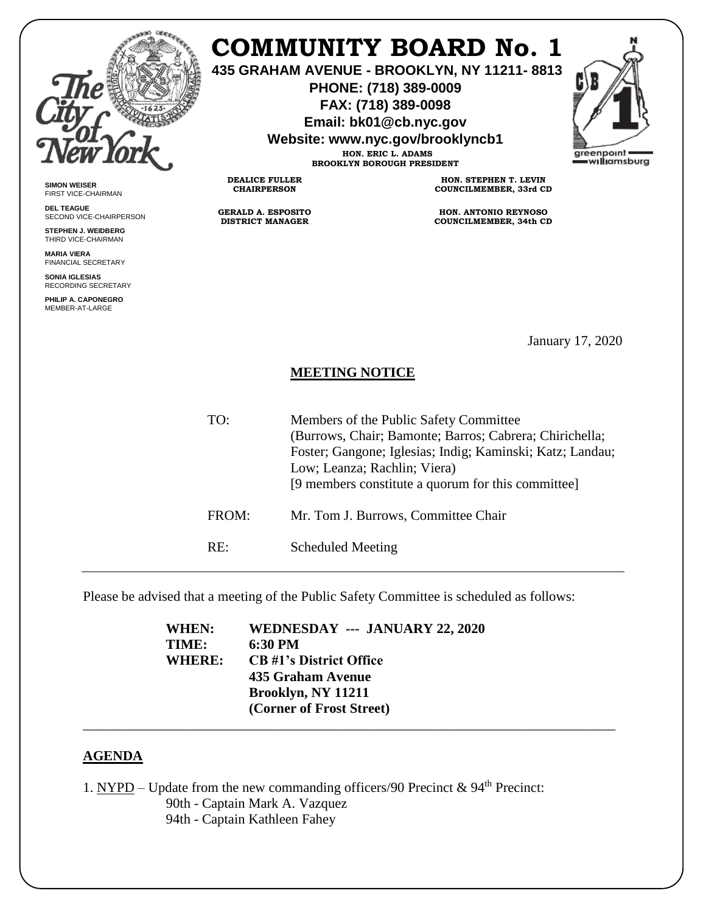# COMMUNITY BOARD No. 1

**435 GRAHAM AVENUE - BROOKLYN, NY 11211- 8813**
**PHONE: (718) 389-0009**
**FAX: (718) 389-0098**
**Email: bk01@cb.nyc.gov**
**Website: www.nyc.gov/brooklyncb1**

**HON. ERIC L. ADAMS**
**BROOKLYN BOROUGH PRESIDENT**

**DEALICE FULLER**
**CHAIRPERSON**

**GERALD A. ESPOSITO**
**DISTRICT MANAGER**

**HON. STEPHEN T. LEVIN**
**COUNCILMEMBER, 33rd CD**

**HON. ANTONIO REYNOSO**
**COUNCILMEMBER, 34th CD**

**SIMON WEISER**
FIRST VICE-CHAIRMAN

**DEL TEAGUE**
SECOND VICE-CHAIRPERSON

**STEPHEN J. WEIDBERG**
THIRD VICE-CHAIRMAN

**MARIA VIERA**
FINANCIAL SECRETARY

**SONIA IGLESIAS**
RECORDING SECRETARY

**PHILIP A. CAPONEGRO**
MEMBER-AT-LARGE

January 17, 2020

## MEETING NOTICE

TO: Members of the Public Safety Committee
(Burrows, Chair; Bamonte; Barros; Cabrera; Chirichella; Foster; Gangone; Iglesias; Indig; Kaminski; Katz; Landau; Low; Leanza; Rachlin; Viera)
[9 members constitute a quorum for this committee]

FROM: Mr. Tom J. Burrows, Committee Chair

RE: Scheduled Meeting

---

Please be advised that a meeting of the Public Safety Committee is scheduled as follows:

**WHEN: WEDNESDAY --- JANUARY 22, 2020**
**TIME: 6:30 PM**
**WHERE: CB #1's District Office**
**435 Graham Avenue**
**Brooklyn, NY 11211**
**(Corner of Frost Street)**

---

## AGENDA

1. NYPD – Update from the new commanding officers/90 Precinct & 94th Precinct:
   90th - Captain Mark A. Vazquez
   94th - Captain Kathleen Fahey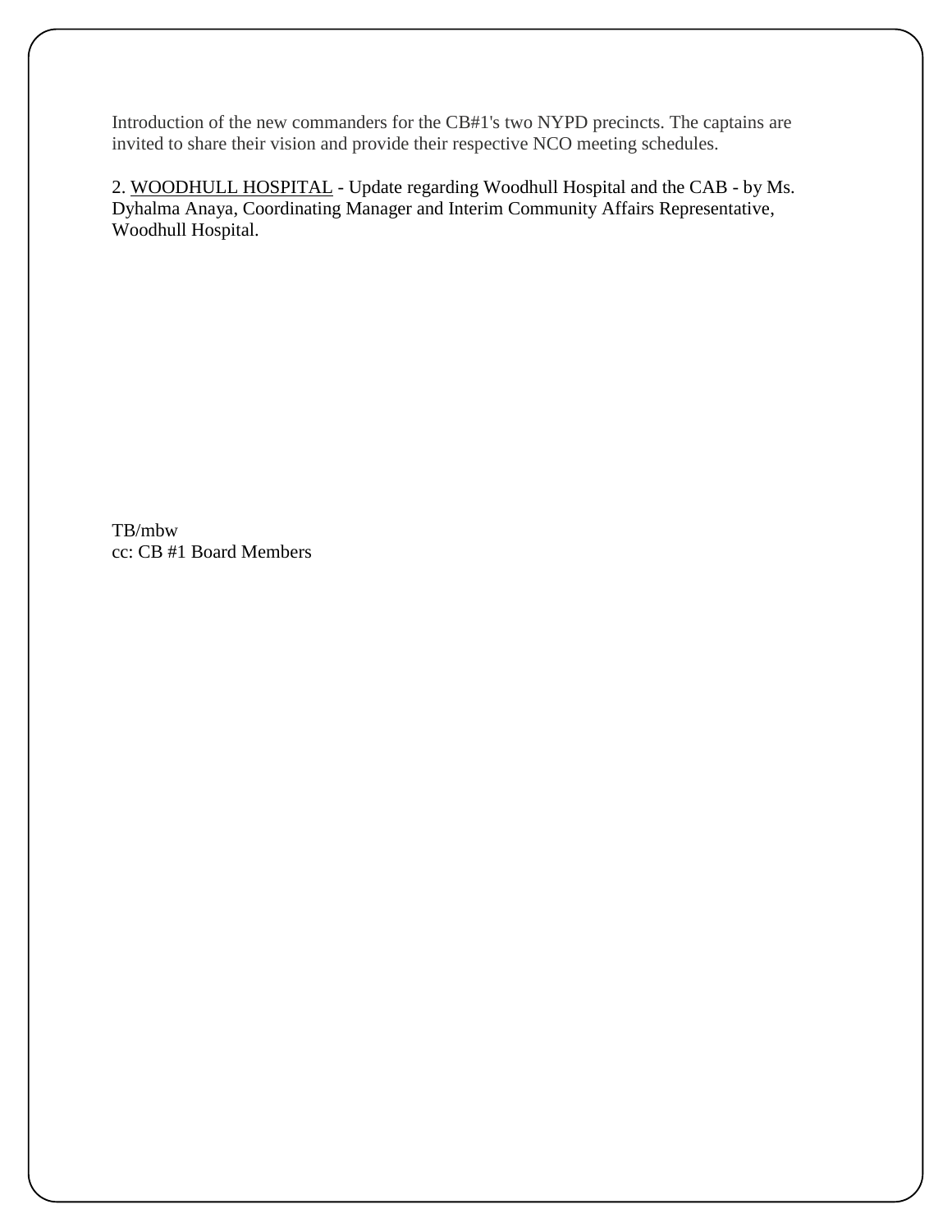Introduction of the new commanders for the CB#1's two NYPD precincts. The captains are invited to share their vision and provide their respective NCO meeting schedules.

2. WOODHULL HOSPITAL - Update regarding Woodhull Hospital and the CAB - by Ms. Dyhalma Anaya, Coordinating Manager and Interim Community Affairs Representative, Woodhull Hospital.

TB/mbw
cc: CB #1 Board Members